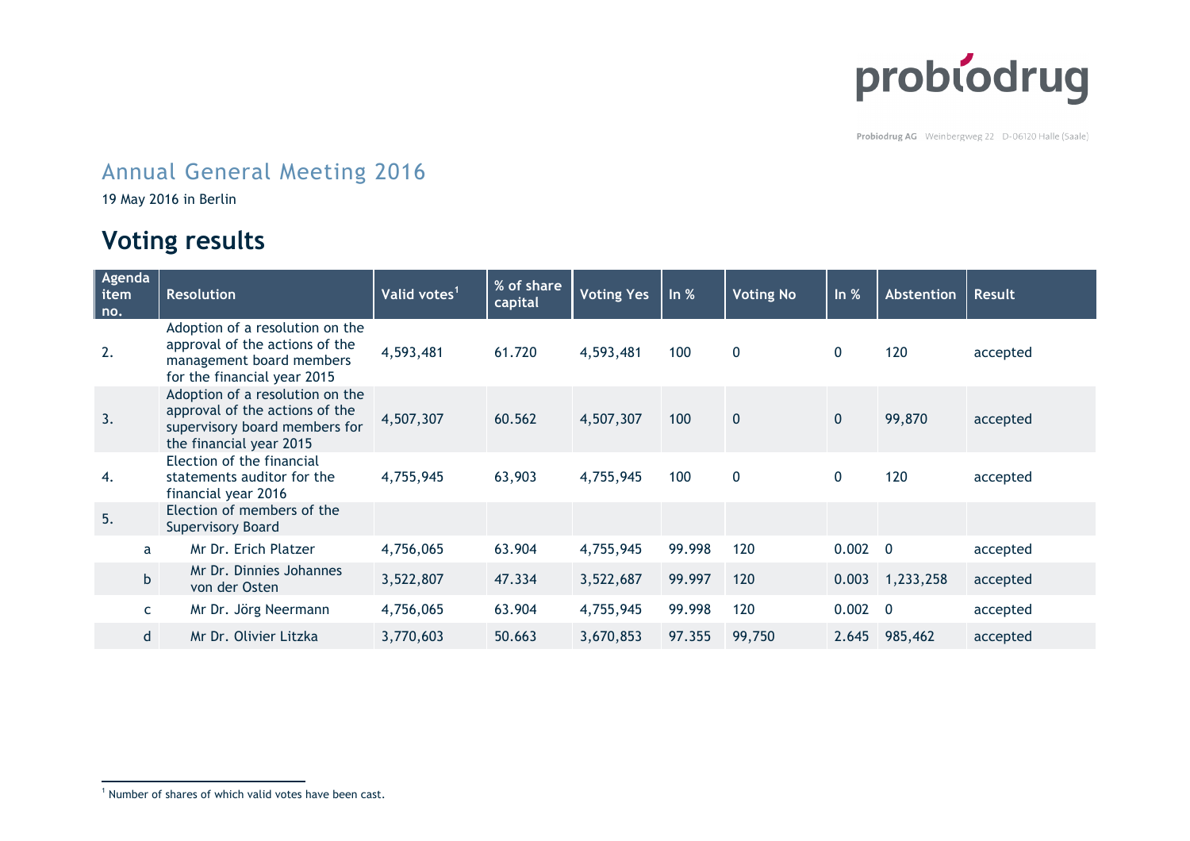probiodrug

Probiodrug AG Weinbergweg 22 D-06120 Halle (Saale)

## Annual General Meeting 2016

19 May 2016 in Berlin

# Voting results

| Agenda item no. | Resolution | Valid votes[1] | % of share capital | Voting Yes | In % | Voting No | In % | Abstention | Result |
|---|---|---|---|---|---|---|---|---|---|
| 2. | Adoption of a resolution on the approval of the actions of the management board members for the financial year 2015 | 4,593,481 | 61.720 | 4,593,481 | 100 | 0 | 0 | 120 | accepted |
| 3. | Adoption of a resolution on the approval of the actions of the supervisory board members for the financial year 2015 | 4,507,307 | 60.562 | 4,507,307 | 100 | 0 | 0 | 99,870 | accepted |
| 4. | Election of the financial statements auditor for the financial year 2016 | 4,755,945 | 63,903 | 4,755,945 | 100 | 0 | 0 | 120 | accepted |
| 5. | Election of members of the Supervisory Board | | | | | | | | |
| a | Mr Dr. Erich Platzer | 4,756,065 | 63.904 | 4,755,945 | 99.998 | 120 | 0.002 | 0 | accepted |
| b | Mr Dr. Dinnies Johannes von der Osten | 3,522,807 | 47.334 | 3,522,687 | 99.997 | 120 | 0.003 | 1,233,258 | accepted |
| c | Mr Dr. Jörg Neermann | 4,756,065 | 63.904 | 4,755,945 | 99.998 | 120 | 0.002 | 0 | accepted |
| d | Mr Dr. Olivier Litzka | 3,770,603 | 50.663 | 3,670,853 | 97.355 | 99,750 | 2.645 | 985,462 | accepted |

[1] Number of shares of which valid votes have been cast.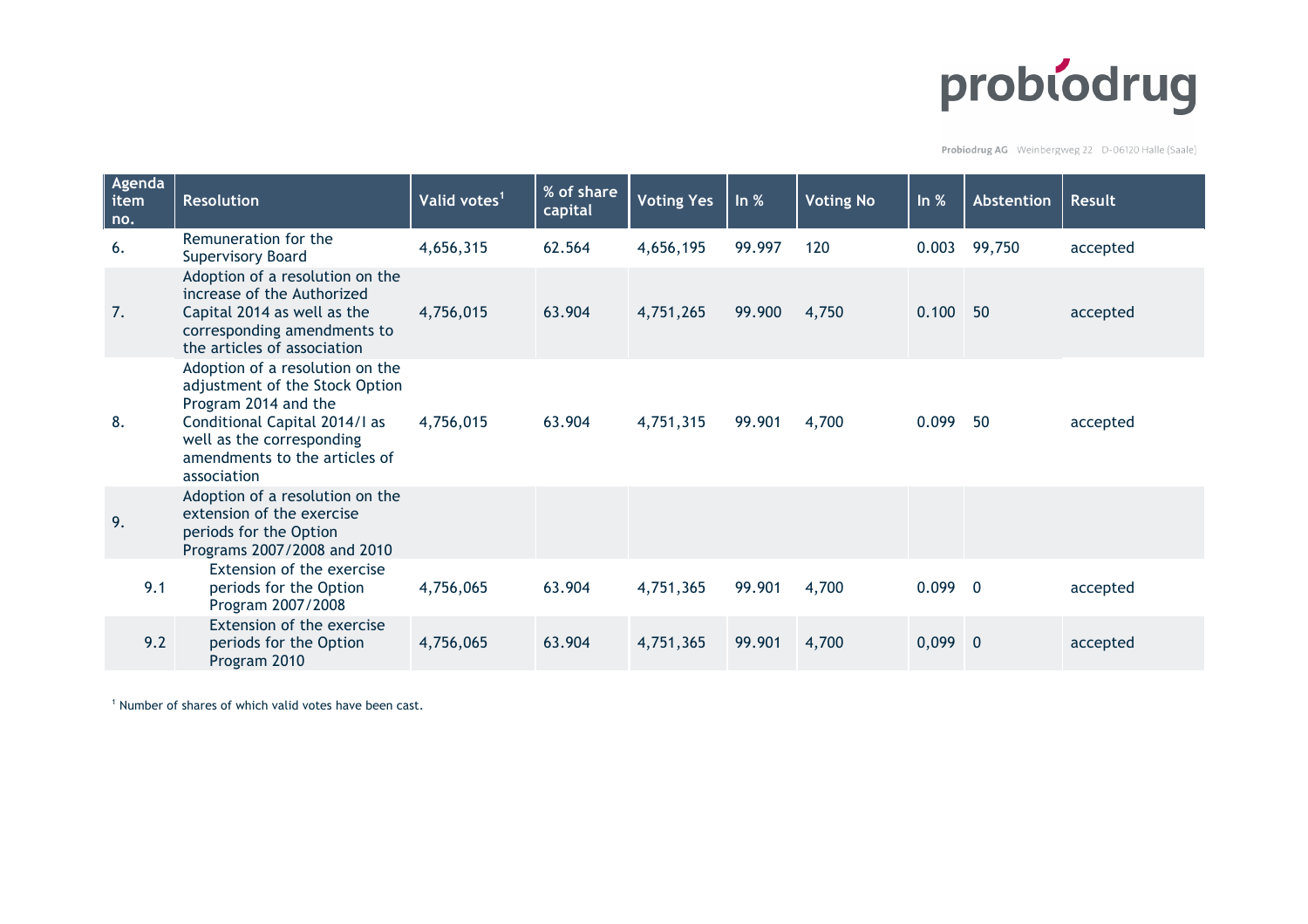| Agenda item no. | Resolution | Valid votes[1] | % of share capital | Voting Yes | In % | Voting No | In % | Abstention | Result |
|---|---|---|---|---|---|---|---|---|---|
| 6. | Remuneration for the Supervisory Board | 4,656,315 | 62.564 | 4,656,195 | 99.997 | 120 | 0.003 | 99,750 | accepted |
| 7. | Adoption of a resolution on the increase of the Authorized Capital 2014 as well as the corresponding amendments to the articles of association | 4,756,015 | 63.904 | 4,751,265 | 99.900 | 4,750 | 0.100 | 50 | accepted |
| 8. | Adoption of a resolution on the adjustment of the Stock Option Program 2014 and the Conditional Capital 2014/I as well as the corresponding amendments to the articles of association | 4,756,015 | 63.904 | 4,751,315 | 99.901 | 4,700 | 0.099 | 50 | accepted |
| 9. | Adoption of a resolution on the extension of the exercise periods for the Option Programs 2007/2008 and 2010 | | | | | | | | |
| 9.1 | Extension of the exercise periods for the Option Program 2007/2008 | 4,756,065 | 63.904 | 4,751,365 | 99.901 | 4,700 | 0.099 | 0 | accepted |
| 9.2 | Extension of the exercise periods for the Option Program 2010 | 4,756,065 | 63.904 | 4,751,365 | 99.901 | 4,700 | 0,099 | 0 | accepted |

[1] Number of shares of which valid votes have been cast.